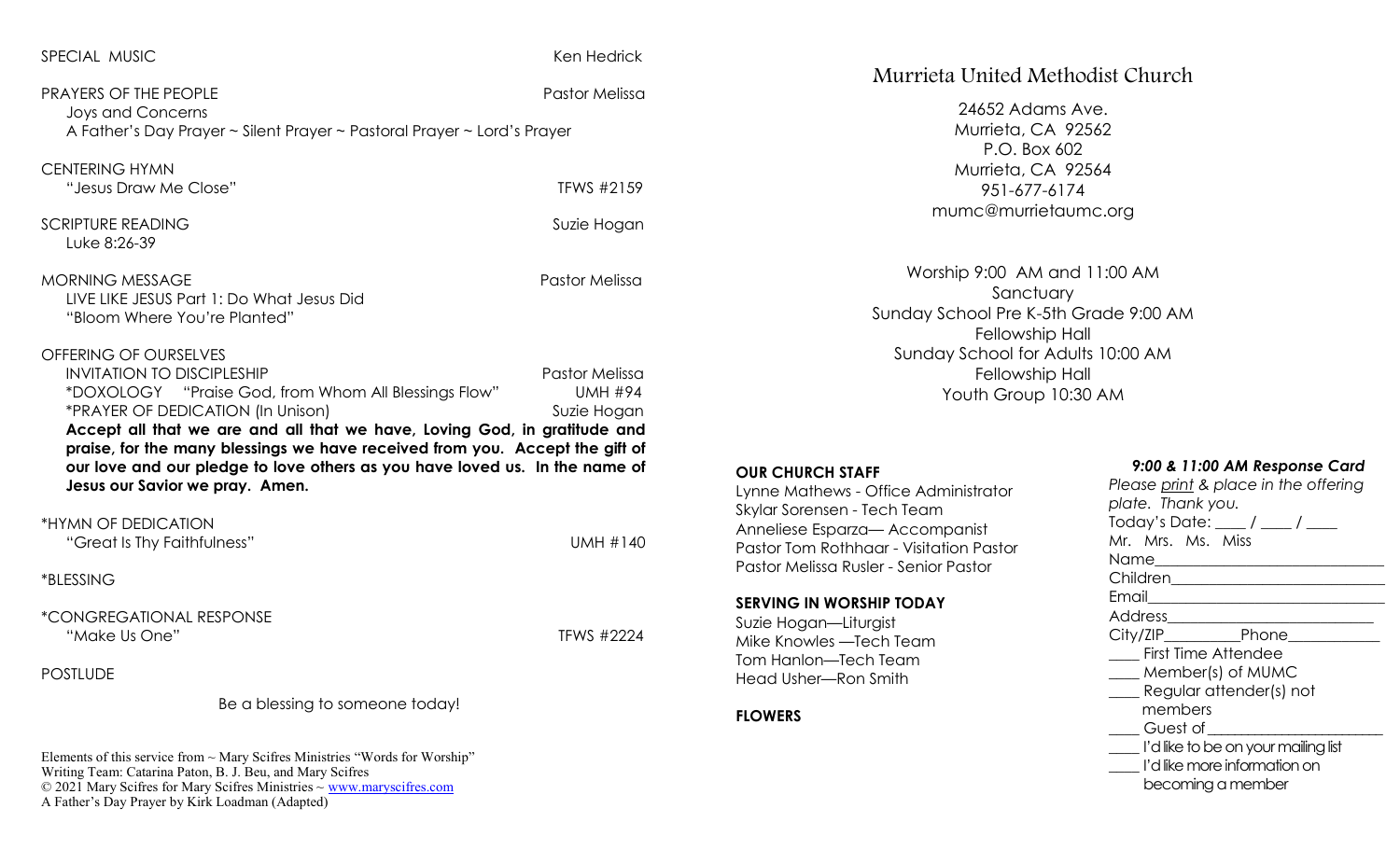SPECIAL MUSIC — Ken Hedrick

PRAYERS OF THE PEOPLE — Pastor Melissa
Joys and Concerns
A Father's Day Prayer ~ Silent Prayer ~ Pastoral Prayer ~ Lord's Prayer

CENTERING HYMN
"Jesus Draw Me Close" — TFWS #2159

SCRIPTURE READING — Suzie Hogan
Luke 8:26-39

MORNING MESSAGE — Pastor Melissa
LIVE LIKE JESUS Part 1: Do What Jesus Did
"Bloom Where You're Planted"

OFFERING OF OURSELVES
INVITATION TO DISCIPLESHIP — Pastor Melissa
*DOXOLOGY "Praise God, from Whom All Blessings Flow" — UMH #94
*PRAYER OF DEDICATION (In Unison) — Suzie Hogan
**Accept all that we are and all that we have, Loving God, in gratitude and praise, for the many blessings we have received from you. Accept the gift of our love and our pledge to love others as you have loved us. In the name of Jesus our Savior we pray. Amen.**

*HYMN OF DEDICATION
"Great Is Thy Faithfulness" — UMH #140

*BLESSING

*CONGREGATIONAL RESPONSE
"Make Us One" — TFWS #2224

POSTLUDE

Be a blessing to someone today!

Elements of this service from ~ Mary Scifres Ministries "Words for Worship"
Writing Team: Catarina Paton, B. J. Beu, and Mary Scifres
© 2021 Mary Scifres for Mary Scifres Ministries ~ www.maryscifres.com
A Father's Day Prayer by Kirk Loadman (Adapted)

# Murrieta United Methodist Church

24652 Adams Ave.
Murrieta, CA 92562
P.O. Box 602
Murrieta, CA 92564
951-677-6174
mumc@murrietaumc.org

Worship 9:00 AM and 11:00 AM
Sanctuary
Sunday School Pre K-5th Grade 9:00 AM
Fellowship Hall
Sunday School for Adults 10:00 AM
Fellowship Hall
Youth Group 10:30 AM

**OUR CHURCH STAFF**
Lynne Mathews - Office Administrator
Skylar Sorensen - Tech Team
Anneliese Esparza— Accompanist
Pastor Tom Rothhaar - Visitation Pastor
Pastor Melissa Rusler - Senior Pastor

**SERVING IN WORSHIP TODAY**
Suzie Hogan—Liturgist
Mike Knowles —Tech Team
Tom Hanlon—Tech Team
Head Usher—Ron Smith

**FLOWERS**

***9:00 & 11:00 AM Response Card***
*Please print & place in the offering plate. Thank you.*
Today's Date: ____ / ____ / ____
Mr. Mrs. Ms. Miss
Name____________________________
Children__________________________
Email____________________________
Address__________________________
City/ZIP__________Phone___________
____ First Time Attendee
____ Member(s) of MUMC
____ Regular attender(s) not members
____ Guest of______________________
____ I'd like to be on your mailing list
____ I'd like more information on becoming a member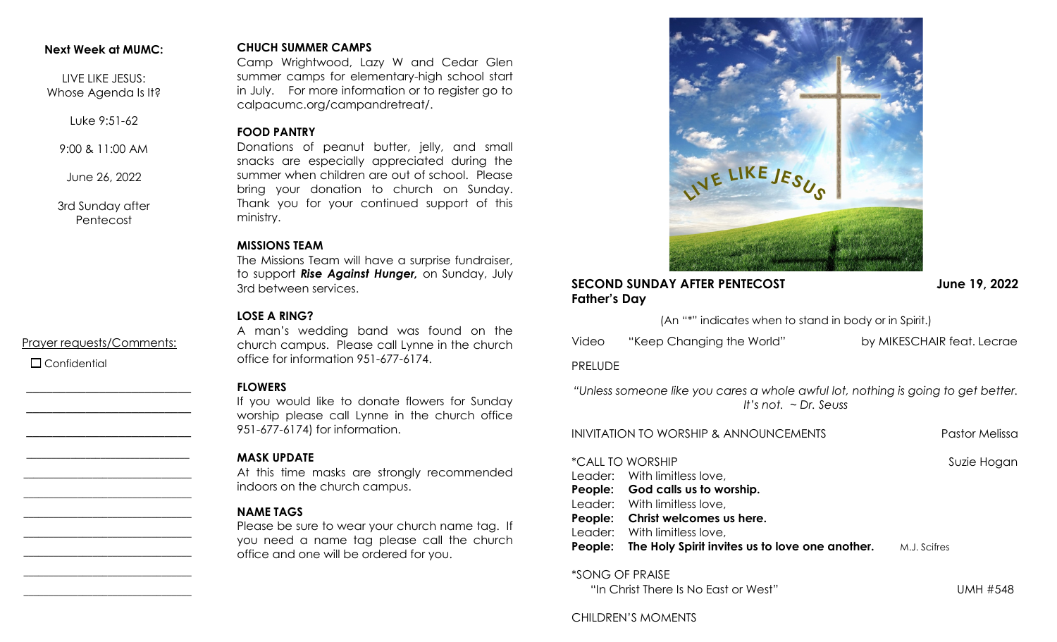**Next Week at MUMC:**

LIVE LIKE JESUS:
Whose Agenda Is It?

Luke 9:51-62

9:00 & 11:00 AM

June 26, 2022

3rd Sunday after Pentecost

Prayer requests/Comments:

☐ Confidential

\_\_\_\_\_\_\_\_\_\_\_\_\_\_\_\_\_\_\_\_\_\_\_\_\_\_\_\_

\_\_\_\_\_\_\_\_\_\_\_\_\_\_\_\_\_\_\_\_\_\_\_\_\_\_\_\_

\_\_\_\_\_\_\_\_\_\_\_\_\_\_\_\_\_\_\_\_\_\_\_\_\_\_\_\_

\_\_\_\_\_\_\_\_\_\_\_\_\_\_\_\_\_\_\_\_\_\_\_\_\_\_\_\_

\_\_\_\_\_\_\_\_\_\_\_\_\_\_\_\_\_\_\_\_\_\_\_\_\_\_\_\_

\_\_\_\_\_\_\_\_\_\_\_\_\_\_\_\_\_\_\_\_\_\_\_\_\_\_\_\_

\_\_\_\_\_\_\_\_\_\_\_\_\_\_\_\_\_\_\_\_\_\_\_\_\_\_\_\_

\_\_\_\_\_\_\_\_\_\_\_\_\_\_\_\_\_\_\_\_\_\_\_\_\_\_\_\_

\_\_\_\_\_\_\_\_\_\_\_\_\_\_\_\_\_\_\_\_\_\_\_\_\_\_\_\_

\_\_\_\_\_\_\_\_\_\_\_\_\_\_\_\_\_\_\_\_\_\_\_\_\_\_\_\_

\_\_\_\_\_\_\_\_\_\_\_\_\_\_\_\_\_\_\_\_\_\_\_\_\_\_\_\_

**CHUCH SUMMER CAMPS**

Camp Wrightwood, Lazy W and Cedar Glen summer camps for elementary-high school start in July. For more information or to register go to calpacumc.org/campandretreat/.

**FOOD PANTRY**

Donations of peanut butter, jelly, and small snacks are especially appreciated during the summer when children are out of school. Please bring your donation to church on Sunday. Thank you for your continued support of this ministry.

**MISSIONS TEAM**

The Missions Team will have a surprise fundraiser, to support ***Rise Against Hunger,*** on Sunday, July 3rd between services.

**LOSE A RING?**

A man's wedding band was found on the church campus. Please call Lynne in the church office for information 951-677-6174.

**FLOWERS**

If you would like to donate flowers for Sunday worship please call Lynne in the church office 951-677-6174) for information.

**MASK UPDATE**

At this time masks are strongly recommended indoors on the church campus.

**NAME TAGS**

Please be sure to wear your church name tag. If you need a name tag please call the church office and one will be ordered for you.

LIVE LIKE JESUS

**SECOND SUNDAY AFTER PENTECOST** **June 19, 2022**
**Father's Day**

(An "\*" indicates when to stand in body or in Spirit.)

Video "Keep Changing the World" by MIKESCHAIR feat. Lecrae

PRELUDE

*"Unless someone like you cares a whole awful lot, nothing is going to get better. It's not. ~ Dr. Seuss*

INIVITATION TO WORSHIP & ANNOUNCEMENTS Pastor Melissa

\*CALL TO WORSHIP Suzie Hogan

Leader: With limitless love,
**People: God calls us to worship.**
Leader: With limitless love,
**People: Christ welcomes us here.**
Leader: With limitless love,
**People: The Holy Spirit invites us to love one another.** M.J. Scifres

\*SONG OF PRAISE
"In Christ There Is No East or West" UMH #548

CHILDREN'S MOMENTS